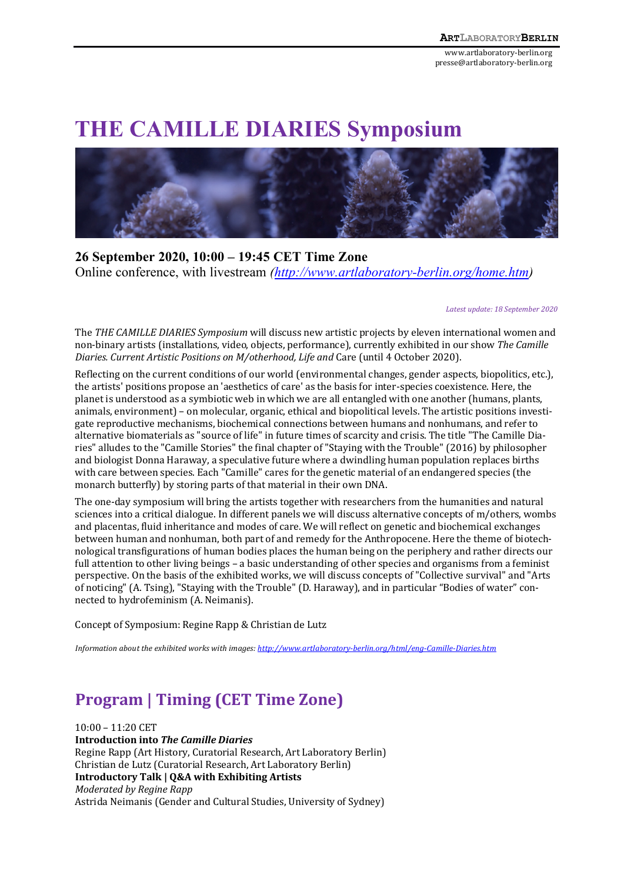# THE CAMILLE DIARIES Symposium

**26 September 2020, 10:00 – 19:45 CET Time Zone**
Online conference, with livestream *(http://www.artlaboratory-berlin.org/home.htm)*

*Latest update: 18 September 2020*

The *THE CAMILLE DIARIES Symposium* will discuss new artistic projects by eleven international women and non-binary artists (installations, video, objects, performance), currently exhibited in our show *The Camille Diaries. Current Artistic Positions on M/otherhood, Life and* Care (until 4 October 2020).

Reflecting on the current conditions of our world (environmental changes, gender aspects, biopolitics, etc.), the artists' positions propose an 'aesthetics of care' as the basis for inter-species coexistence. Here, the planet is understood as a symbiotic web in which we are all entangled with one another (humans, plants, animals, environment) – on molecular, organic, ethical and biopolitical levels. The artistic positions investigate reproductive mechanisms, biochemical connections between humans and nonhumans, and refer to alternative biomaterials as "source of life" in future times of scarcity and crisis. The title "The Camille Diaries" alludes to the "Camille Stories" the final chapter of "Staying with the Trouble" (2016) by philosopher and biologist Donna Haraway, a speculative future where a dwindling human population replaces births with care between species. Each "Camille" cares for the genetic material of an endangered species (the monarch butterfly) by storing parts of that material in their own DNA.

The one-day symposium will bring the artists together with researchers from the humanities and natural sciences into a critical dialogue. In different panels we will discuss alternative concepts of m/others, wombs and placentas, fluid inheritance and modes of care. We will reflect on genetic and biochemical exchanges between human and nonhuman, both part of and remedy for the Anthropocene. Here the theme of biotechnological transfigurations of human bodies places the human being on the periphery and rather directs our full attention to other living beings – a basic understanding of other species and organisms from a feminist perspective. On the basis of the exhibited works, we will discuss concepts of "Collective survival" and "Arts of noticing" (A. Tsing), "Staying with the Trouble" (D. Haraway), and in particular "Bodies of water" connected to hydrofeminism (A. Neimanis).

Concept of Symposium: Regine Rapp & Christian de Lutz

*Information about the exhibited works with images: http://www.artlaboratory-berlin.org/html/eng-Camille-Diaries.htm*

## Program | Timing (CET Time Zone)

10:00 – 11:20 CET
**Introduction into *The Camille Diaries***
Regine Rapp (Art History, Curatorial Research, Art Laboratory Berlin)
Christian de Lutz (Curatorial Research, Art Laboratory Berlin)
**Introductory Talk | Q&A with Exhibiting Artists**
*Moderated by Regine Rapp*
Astrida Neimanis (Gender and Cultural Studies, University of Sydney)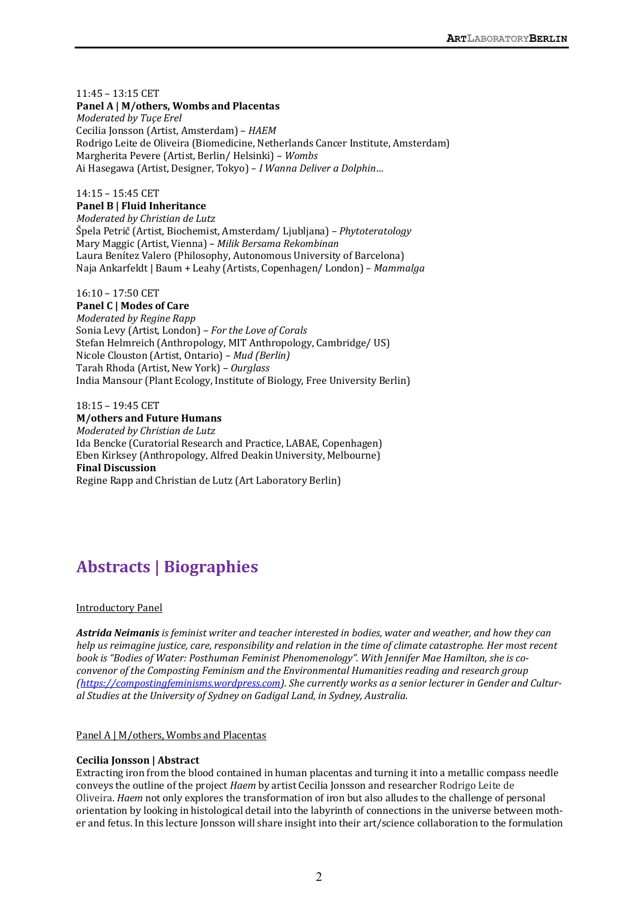11:45 – 13:15 CET
**Panel A | M/others, Wombs and Placentas**
*Moderated by Tuçe Erel*
Cecilia Jonsson (Artist, Amsterdam) – *HAEM*
Rodrigo Leite de Oliveira (Biomedicine, Netherlands Cancer Institute, Amsterdam)
Margherita Pevere (Artist, Berlin/ Helsinki) – *Wombs*
Ai Hasegawa (Artist, Designer, Tokyo) – *I Wanna Deliver a Dolphin…*

14:15 – 15:45 CET
**Panel B | Fluid Inheritance**
*Moderated by Christian de Lutz*
Špela Petrič (Artist, Biochemist, Amsterdam/ Ljubljana) – *Phytoteratology*
Mary Maggic (Artist, Vienna) – *Milik Bersama Rekombinan*
Laura Benítez Valero (Philosophy, Autonomous University of Barcelona)
Naja Ankarfeldt | Baum + Leahy (Artists, Copenhagen/ London) – *Mammalga*

16:10 – 17:50 CET
**Panel C | Modes of Care**
*Moderated by Regine Rapp*
Sonia Levy (Artist, London) – *For the Love of Corals*
Stefan Helmreich (Anthropology, MIT Anthropology, Cambridge/ US)
Nicole Clouston (Artist, Ontario) – *Mud (Berlin)*
Tarah Rhoda (Artist, New York) – *Ourglass*
India Mansour (Plant Ecology, Institute of Biology, Free University Berlin)

18:15 – 19:45 CET
**M/others and Future Humans**
*Moderated by Christian de Lutz*
Ida Bencke (Curatorial Research and Practice, LABAE, Copenhagen)
Eben Kirksey (Anthropology, Alfred Deakin University, Melbourne)
**Final Discussion**
Regine Rapp and Christian de Lutz (Art Laboratory Berlin)

## Abstracts | Biographies

Introductory Panel

***Astrida Neimanis** is feminist writer and teacher interested in bodies, water and weather, and how they can help us reimagine justice, care, responsibility and relation in the time of climate catastrophe. Her most recent book is "Bodies of Water: Posthuman Feminist Phenomenology". With Jennifer Mae Hamilton, she is co-convenor of the Composting Feminism and the Environmental Humanities reading and research group (https://compostingfeminisms.wordpress.com). She currently works as a senior lecturer in Gender and Cultural Studies at the University of Sydney on Gadigal Land, in Sydney, Australia.*

Panel A | M/others, Wombs and Placentas

**Cecilia Jonsson | Abstract**
Extracting iron from the blood contained in human placentas and turning it into a metallic compass needle conveys the outline of the project *Haem* by artist Cecilia Jonsson and researcher Rodrigo Leite de Oliveira. *Haem* not only explores the transformation of iron but also alludes to the challenge of personal orientation by looking in histological detail into the labyrinth of connections in the universe between mother and fetus. In this lecture Jonsson will share insight into their art/science collaboration to the formulation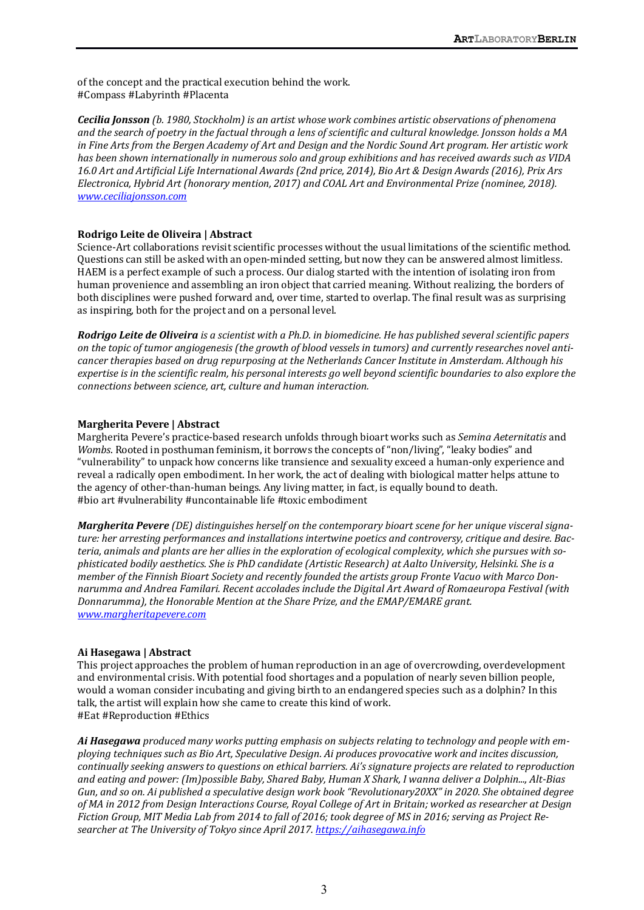of the concept and the practical execution behind the work.
#Compass #Labyrinth #Placenta

***Cecilia Jonsson*** *(b. 1980, Stockholm) is an artist whose work combines artistic observations of phenomena and the search of poetry in the factual through a lens of scientific and cultural knowledge. Jonsson holds a MA in Fine Arts from the Bergen Academy of Art and Design and the Nordic Sound Art program. Her artistic work has been shown internationally in numerous solo and group exhibitions and has received awards such as VIDA 16.0 Art and Artificial Life International Awards (2nd price, 2014), Bio Art & Design Awards (2016), Prix Ars Electronica, Hybrid Art (honorary mention, 2017) and COAL Art and Environmental Prize (nominee, 2018).* [*www.ceciliajonsson.com*](http://www.ceciliajonsson.com)

**Rodrigo Leite de Oliveira | Abstract**

Science-Art collaborations revisit scientific processes without the usual limitations of the scientific method. Questions can still be asked with an open-minded setting, but now they can be answered almost limitless. HAEM is a perfect example of such a process. Our dialog started with the intention of isolating iron from human provenience and assembling an iron object that carried meaning. Without realizing, the borders of both disciplines were pushed forward and, over time, started to overlap. The final result was as surprising as inspiring, both for the project and on a personal level.

***Rodrigo Leite de Oliveira*** *is a scientist with a Ph.D. in biomedicine. He has published several scientific papers on the topic of tumor angiogenesis (the growth of blood vessels in tumors) and currently researches novel anti-cancer therapies based on drug repurposing at the Netherlands Cancer Institute in Amsterdam. Although his expertise is in the scientific realm, his personal interests go well beyond scientific boundaries to also explore the connections between science, art, culture and human interaction.*

**Margherita Pevere | Abstract**

Margherita Pevere's practice-based research unfolds through bioart works such as *Semina Aeternitatis* and *Wombs*. Rooted in posthuman feminism, it borrows the concepts of "non/living", "leaky bodies" and "vulnerability" to unpack how concerns like transience and sexuality exceed a human-only experience and reveal a radically open embodiment. In her work, the act of dealing with biological matter helps attune to the agency of other-than-human beings. Any living matter, in fact, is equally bound to death.
#bio art #vulnerability #uncontainable life #toxic embodiment

***Margherita Pevere*** *(DE) distinguishes herself on the contemporary bioart scene for her unique visceral signature: her arresting performances and installations intertwine poetics and controversy, critique and desire. Bacteria, animals and plants are her allies in the exploration of ecological complexity, which she pursues with sophisticated bodily aesthetics. She is PhD candidate (Artistic Research) at Aalto University, Helsinki. She is a member of the Finnish Bioart Society and recently founded the artists group Fronte Vacuo with Marco Donnarumma and Andrea Familari. Recent accolades include the Digital Art Award of Romaeuropa Festival (with Donnarumma), the Honorable Mention at the Share Prize, and the EMAP/EMARE grant.* [*www.margheritapevere.com*](http://www.margheritapevere.com)

**Ai Hasegawa | Abstract**

This project approaches the problem of human reproduction in an age of overcrowding, overdevelopment and environmental crisis. With potential food shortages and a population of nearly seven billion people, would a woman consider incubating and giving birth to an endangered species such as a dolphin? In this talk, the artist will explain how she came to create this kind of work.
#Eat #Reproduction #Ethics

***Ai Hasegawa*** *produced many works putting emphasis on subjects relating to technology and people with employing techniques such as Bio Art, Speculative Design. Ai produces provocative work and incites discussion, continually seeking answers to questions on ethical barriers. Ai's signature projects are related to reproduction and eating and power: (Im)possible Baby, Shared Baby, Human X Shark, I wanna deliver a Dolphin..., Alt-Bias Gun, and so on. Ai published a speculative design work book "Revolutionary20XX" in 2020. She obtained degree of MA in 2012 from Design Interactions Course, Royal College of Art in Britain; worked as researcher at Design Fiction Group, MIT Media Lab from 2014 to fall of 2016; took degree of MS in 2016; serving as Project Researcher at The University of Tokyo since April 2017.* [*https://aihasegawa.info*](https://aihasegawa.info)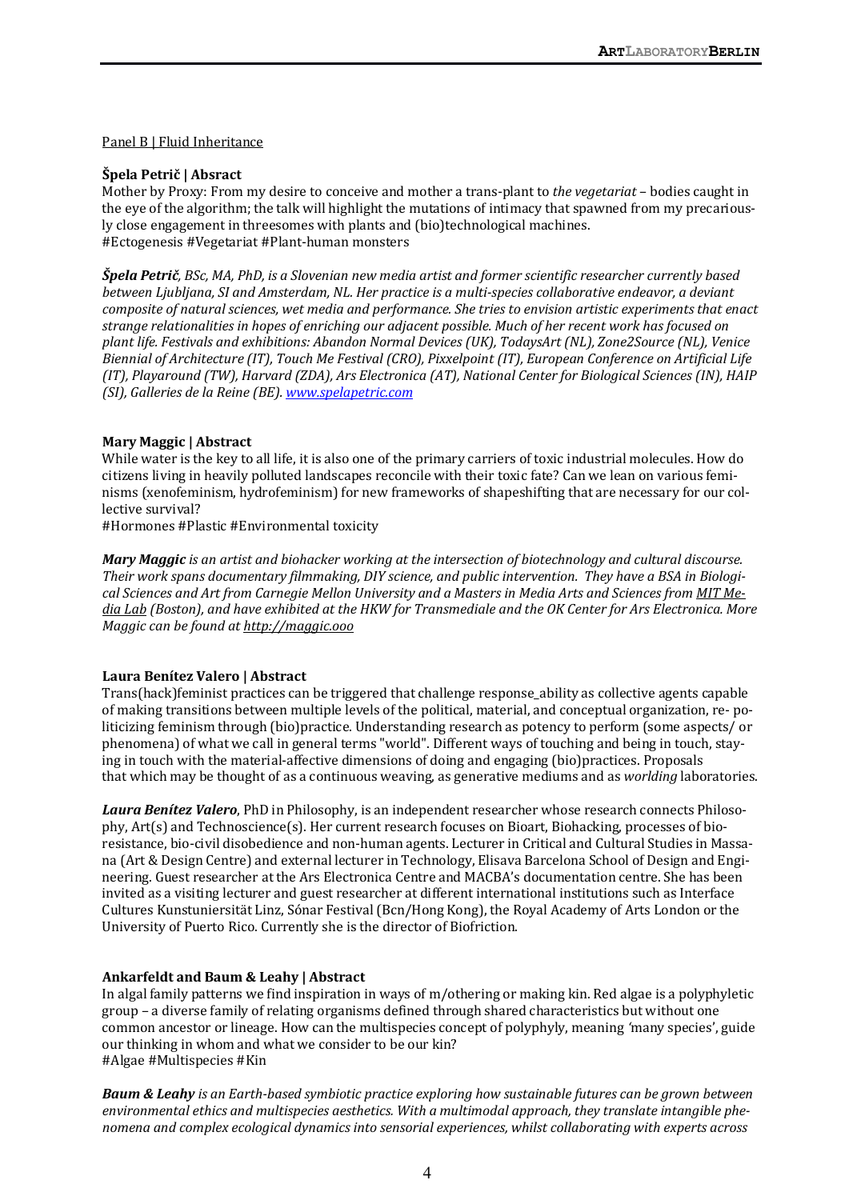Panel B | Fluid Inheritance

**Špela Petrič | Absract**
Mother by Proxy: From my desire to conceive and mother a trans-plant to *the vegetariat* – bodies caught in the eye of the algorithm; the talk will highlight the mutations of intimacy that spawned from my precariously close engagement in threesomes with plants and (bio)technological machines.
#Ectogenesis #Vegetariat #Plant-human monsters

***Špela Petrič****, BSc, MA, PhD, is a Slovenian new media artist and former scientific researcher currently based between Ljubljana, SI and Amsterdam, NL. Her practice is a multi-species collaborative endeavor, a deviant composite of natural sciences, wet media and performance. She tries to envision artistic experiments that enact strange relationalities in hopes of enriching our adjacent possible. Much of her recent work has focused on plant life. Festivals and exhibitions: Abandon Normal Devices (UK), TodaysArt (NL), Zone2Source (NL), Venice Biennial of Architecture (IT), Touch Me Festival (CRO), Pixxelpoint (IT), European Conference on Artificial Life (IT), Playaround (TW), Harvard (ZDA), Ars Electronica (AT), National Center for Biological Sciences (IN), HAIP (SI), Galleries de la Reine (BE). www.spelapetric.com*

**Mary Maggic | Abstract**
While water is the key to all life, it is also one of the primary carriers of toxic industrial molecules. How do citizens living in heavily polluted landscapes reconcile with their toxic fate? Can we lean on various feminisms (xenofeminism, hydrofeminism) for new frameworks of shapeshifting that are necessary for our collective survival?
#Hormones #Plastic #Environmental toxicity

***Mary Maggic*** *is an artist and biohacker working at the intersection of biotechnology and cultural discourse. Their work spans documentary filmmaking, DIY science, and public intervention. They have a BSA in Biological Sciences and Art from Carnegie Mellon University and a Masters in Media Arts and Sciences from MIT Media Lab (Boston), and have exhibited at the HKW for Transmediale and the OK Center for Ars Electronica. More Maggic can be found at http://maggic.ooo*

**Laura Benítez Valero | Abstract**
Trans(hack)feminist practices can be triggered that challenge response_ability as collective agents capable of making transitions between multiple levels of the political, material, and conceptual organization, re- politicizing feminism through (bio)practice. Understanding research as potency to perform (some aspects/ or phenomena) of what we call in general terms "world". Different ways of touching and being in touch, staying in touch with the material-affective dimensions of doing and engaging (bio)practices. Proposals that which may be thought of as a continuous weaving, as generative mediums and as *worlding* laboratories.

***Laura Benítez Valero***, PhD in Philosophy, is an independent researcher whose research connects Philosophy, Art(s) and Technoscience(s). Her current research focuses on Bioart, Biohacking, processes of bioresistance, bio-civil disobedience and non-human agents. Lecturer in Critical and Cultural Studies in Massana (Art & Design Centre) and external lecturer in Technology, Elisava Barcelona School of Design and Engineering. Guest researcher at the Ars Electronica Centre and MACBA's documentation centre. She has been invited as a visiting lecturer and guest researcher at different international institutions such as Interface Cultures Kunstuniersität Linz, Sónar Festival (Bcn/Hong Kong), the Royal Academy of Arts London or the University of Puerto Rico. Currently she is the director of Biofriction.

**Ankarfeldt and Baum & Leahy | Abstract**
In algal family patterns we find inspiration in ways of m/othering or making kin. Red algae is a polyphyletic group – a diverse family of relating organisms defined through shared characteristics but without one common ancestor or lineage. How can the multispecies concept of polyphyly, meaning 'many species', guide our thinking in whom and what we consider to be our kin?
#Algae #Multispecies #Kin

***Baum & Leahy*** *is an Earth-based symbiotic practice exploring how sustainable futures can be grown between environmental ethics and multispecies aesthetics. With a multimodal approach, they translate intangible phenomena and complex ecological dynamics into sensorial experiences, whilst collaborating with experts across*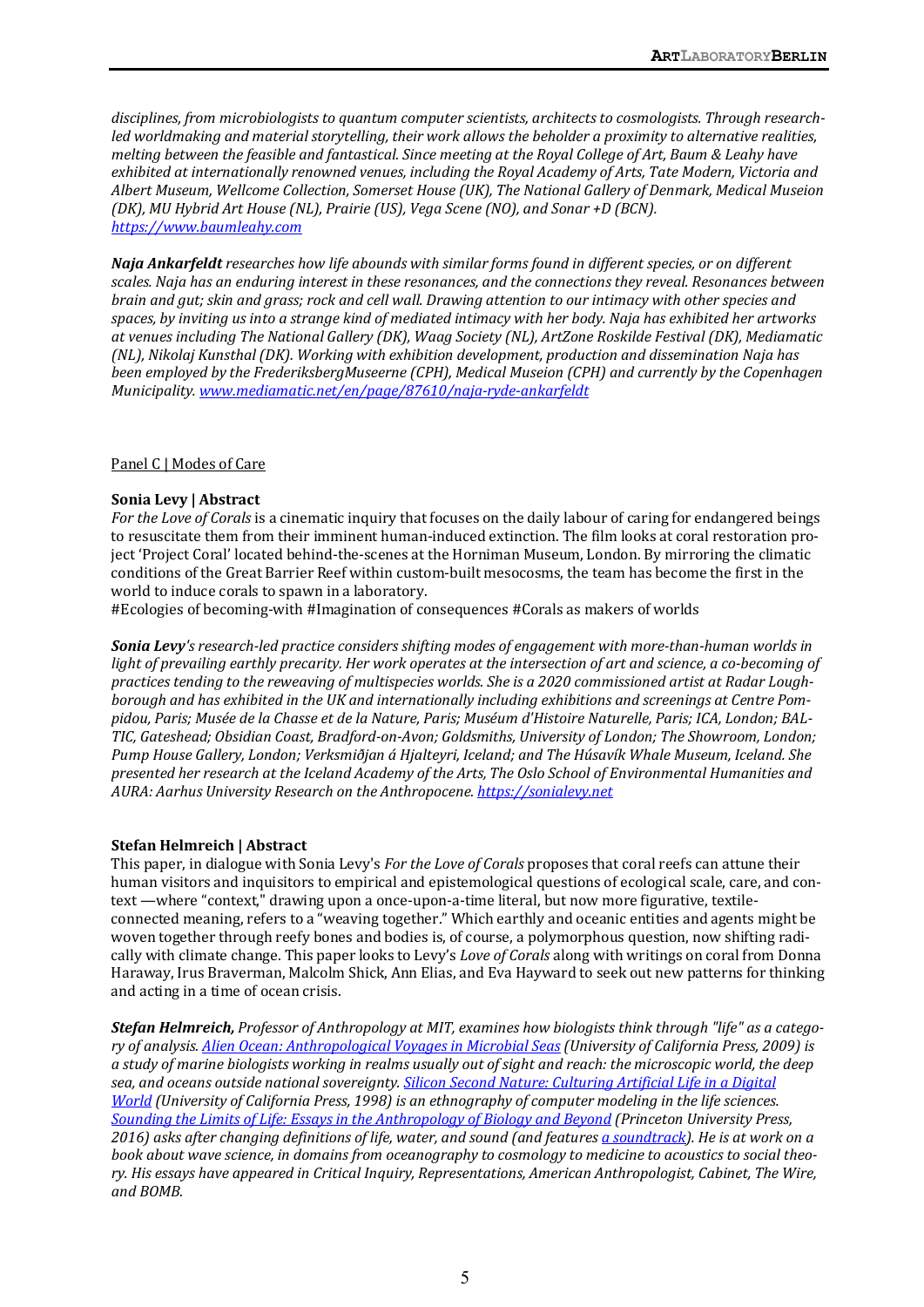*disciplines, from microbiologists to quantum computer scientists, architects to cosmologists. Through research-led worldmaking and material storytelling, their work allows the beholder a proximity to alternative realities, melting between the feasible and fantastical. Since meeting at the Royal College of Art, Baum & Leahy have exhibited at internationally renowned venues, including the Royal Academy of Arts, Tate Modern, Victoria and Albert Museum, Wellcome Collection, Somerset House (UK), The National Gallery of Denmark, Medical Museion (DK), MU Hybrid Art House (NL), Prairie (US), Vega Scene (NO), and Sonar +D (BCN).* [*https://www.baumleahy.com*](https://www.baumleahy.com)

***Naja Ankarfeldt** researches how life abounds with similar forms found in different species, or on different scales. Naja has an enduring interest in these resonances, and the connections they reveal. Resonances between brain and gut; skin and grass; rock and cell wall. Drawing attention to our intimacy with other species and spaces, by inviting us into a strange kind of mediated intimacy with her body. Naja has exhibited her artworks at venues including The National Gallery (DK), Waag Society (NL), ArtZone Roskilde Festival (DK), Mediamatic (NL), Nikolaj Kunsthal (DK). Working with exhibition development, production and dissemination Naja has been employed by the FrederiksbergMuseerne (CPH), Medical Museion (CPH) and currently by the Copenhagen Municipality.* [*www.mediamatic.net/en/page/87610/naja-ryde-ankarfeldt*](www.mediamatic.net/en/page/87610/naja-ryde-ankarfeldt)

Panel C | Modes of Care

**Sonia Levy | Abstract**

*For the Love of Corals* is a cinematic inquiry that focuses on the daily labour of caring for endangered beings to resuscitate them from their imminent human-induced extinction. The film looks at coral restoration project 'Project Coral' located behind-the-scenes at the Horniman Museum, London. By mirroring the climatic conditions of the Great Barrier Reef within custom-built mesocosms, the team has become the first in the world to induce corals to spawn in a laboratory.
#Ecologies of becoming-with #Imagination of consequences #Corals as makers of worlds

***Sonia Levy**'s research-led practice considers shifting modes of engagement with more-than-human worlds in light of prevailing earthly precarity. Her work operates at the intersection of art and science, a co-becoming of practices tending to the reweaving of multispecies worlds. She is a 2020 commissioned artist at Radar Loughborough and has exhibited in the UK and internationally including exhibitions and screenings at Centre Pompidou, Paris; Musée de la Chasse et de la Nature, Paris; Muséum d'Histoire Naturelle, Paris; ICA, London; BALTIC, Gateshead; Obsidian Coast, Bradford-on-Avon; Goldsmiths, University of London; The Showroom, London; Pump House Gallery, London; Verksmiðjan á Hjalteyri, Iceland; and The Húsavík Whale Museum, Iceland. She presented her research at the Iceland Academy of the Arts, The Oslo School of Environmental Humanities and AURA: Aarhus University Research on the Anthropocene.* [*https://sonialevy.net*](https://sonialevy.net)

**Stefan Helmreich | Abstract**

This paper, in dialogue with Sonia Levy's *For the Love of Corals* proposes that coral reefs can attune their human visitors and inquisitors to empirical and epistemological questions of ecological scale, care, and context —where "context," drawing upon a once-upon-a-time literal, but now more figurative, textile-connected meaning, refers to a "weaving together." Which earthly and oceanic entities and agents might be woven together through reefy bones and bodies is, of course, a polymorphous question, now shifting radically with climate change. This paper looks to Levy's *Love of Corals* along with writings on coral from Donna Haraway, Irus Braverman, Malcolm Shick, Ann Elias, and Eva Hayward to seek out new patterns for thinking and acting in a time of ocean crisis.

***Stefan Helmreich,** Professor of Anthropology at MIT, examines how biologists think through "life" as a category of analysis. Alien Ocean: Anthropological Voyages in Microbial Seas (University of California Press, 2009) is a study of marine biologists working in realms usually out of sight and reach: the microscopic world, the deep sea, and oceans outside national sovereignty. Silicon Second Nature: Culturing Artificial Life in a Digital World (University of California Press, 1998) is an ethnography of computer modeling in the life sciences. Sounding the Limits of Life: Essays in the Anthropology of Biology and Beyond (Princeton University Press, 2016) asks after changing definitions of life, water, and sound (and features a soundtrack). He is at work on a book about wave science, in domains from oceanography to cosmology to medicine to acoustics to social theory. His essays have appeared in Critical Inquiry, Representations, American Anthropologist, Cabinet, The Wire, and BOMB.*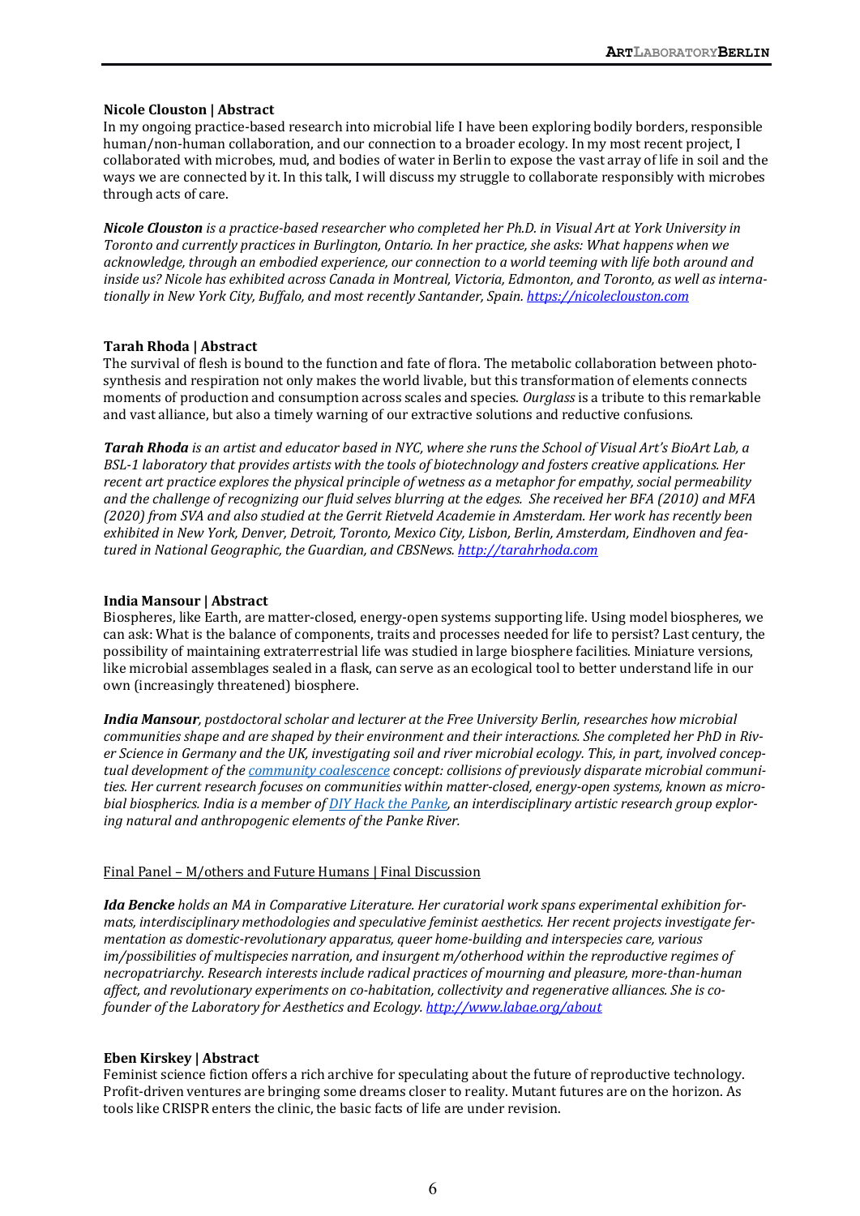**Nicole Clouston | Abstract**
In my ongoing practice-based research into microbial life I have been exploring bodily borders, responsible human/non-human collaboration, and our connection to a broader ecology. In my most recent project, I collaborated with microbes, mud, and bodies of water in Berlin to expose the vast array of life in soil and the ways we are connected by it. In this talk, I will discuss my struggle to collaborate responsibly with microbes through acts of care.

***Nicole Clouston** is a practice-based researcher who completed her Ph.D. in Visual Art at York University in Toronto and currently practices in Burlington, Ontario. In her practice, she asks: What happens when we acknowledge, through an embodied experience, our connection to a world teeming with life both around and inside us? Nicole has exhibited across Canada in Montreal, Victoria, Edmonton, and Toronto, as well as internationally in New York City, Buffalo, and most recently Santander, Spain. [https://nicoleclouston.com](https://nicoleclouston.com)*

**Tarah Rhoda | Abstract**
The survival of flesh is bound to the function and fate of flora. The metabolic collaboration between photosynthesis and respiration not only makes the world livable, but this transformation of elements connects moments of production and consumption across scales and species. *Ourglass* is a tribute to this remarkable and vast alliance, but also a timely warning of our extractive solutions and reductive confusions.

***Tarah Rhoda** is an artist and educator based in NYC, where she runs the School of Visual Art's BioArt Lab, a BSL-1 laboratory that provides artists with the tools of biotechnology and fosters creative applications. Her recent art practice explores the physical principle of wetness as a metaphor for empathy, social permeability and the challenge of recognizing our fluid selves blurring at the edges. She received her BFA (2010) and MFA (2020) from SVA and also studied at the Gerrit Rietveld Academie in Amsterdam. Her work has recently been exhibited in New York, Denver, Detroit, Toronto, Mexico City, Lisbon, Berlin, Amsterdam, Eindhoven and featured in National Geographic, the Guardian, and CBSNews. [http://tarahrhoda.com](http://tarahrhoda.com)*

**India Mansour | Abstract**
Biospheres, like Earth, are matter-closed, energy-open systems supporting life. Using model biospheres, we can ask: What is the balance of components, traits and processes needed for life to persist? Last century, the possibility of maintaining extraterrestrial life was studied in large biosphere facilities. Miniature versions, like microbial assemblages sealed in a flask, can serve as an ecological tool to better understand life in our own (increasingly threatened) biosphere.

***India Mansour**, postdoctoral scholar and lecturer at the Free University Berlin, researches how microbial communities shape and are shaped by their environment and their interactions. She completed her PhD in River Science in Germany and the UK, investigating soil and river microbial ecology. This, in part, involved conceptual development of the community coalescence concept: collisions of previously disparate microbial communities. Her current research focuses on communities within matter-closed, energy-open systems, known as microbial biospherics. India is a member of DIY Hack the Panke, an interdisciplinary artistic research group exploring natural and anthropogenic elements of the Panke River.*

Final Panel – M/others and Future Humans | Final Discussion

***Ida Bencke** holds an MA in Comparative Literature. Her curatorial work spans experimental exhibition formats, interdisciplinary methodologies and speculative feminist aesthetics. Her recent projects investigate fermentation as domestic-revolutionary apparatus, queer home-building and interspecies care, various im/possibilities of multispecies narration, and insurgent m/otherhood within the reproductive regimes of necropatriarchy. Research interests include radical practices of mourning and pleasure, more-than-human affect, and revolutionary experiments on co-habitation, collectivity and regenerative alliances. She is co-founder of the Laboratory for Aesthetics and Ecology. [http://www.labae.org/about](http://www.labae.org/about)*

**Eben Kirskey | Abstract**
Feminist science fiction offers a rich archive for speculating about the future of reproductive technology. Profit-driven ventures are bringing some dreams closer to reality. Mutant futures are on the horizon. As tools like CRISPR enters the clinic, the basic facts of life are under revision.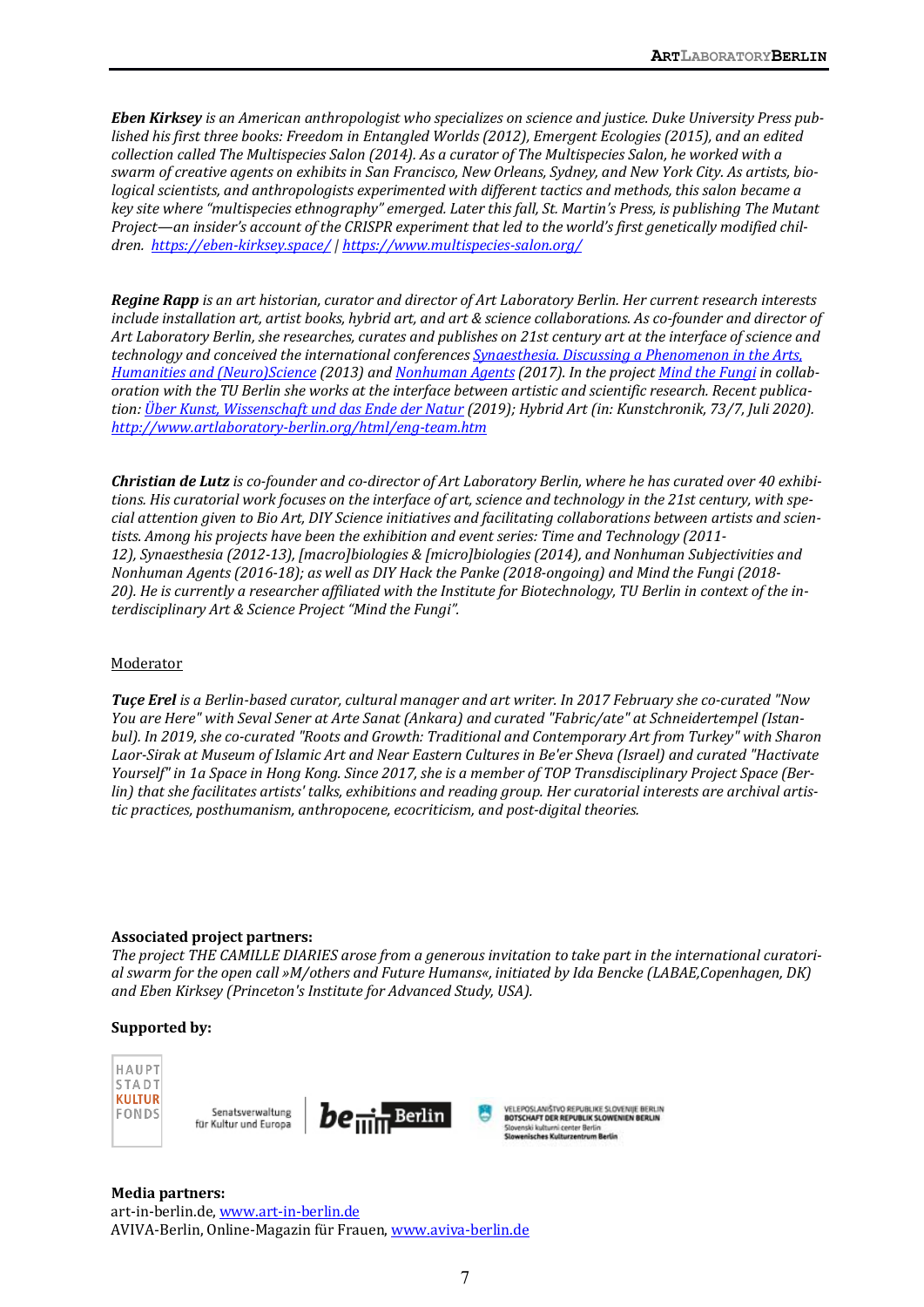***Eben Kirksey*** *is an American anthropologist who specializes on science and justice. Duke University Press published his first three books: Freedom in Entangled Worlds (2012), Emergent Ecologies (2015), and an edited collection called The Multispecies Salon (2014). As a curator of The Multispecies Salon, he worked with a swarm of creative agents on exhibits in San Francisco, New Orleans, Sydney, and New York City. As artists, biological scientists, and anthropologists experimented with different tactics and methods, this salon became a key site where "multispecies ethnography" emerged. Later this fall, St. Martin's Press, is publishing The Mutant Project—an insider's account of the CRISPR experiment that led to the world's first genetically modified children.* [https://eben-kirksey.space/](https://eben-kirksey.space/) | [https://www.multispecies-salon.org/](https://www.multispecies-salon.org/)

***Regine Rapp*** *is an art historian, curator and director of Art Laboratory Berlin. Her current research interests include installation art, artist books, hybrid art, and art & science collaborations. As co-founder and director of Art Laboratory Berlin, she researches, curates and publishes on 21st century art at the interface of science and technology and conceived the international conferences [Synaesthesia. Discussing a Phenomenon in the Arts, Humanities and (Neuro)Science]() (2013) and [Nonhuman Agents]() (2017). In the project [Mind the Fungi]() in collaboration with the TU Berlin she works at the interface between artistic and scientific research. Recent publication: [Über Kunst, Wissenschaft und das Ende der Natur]() (2019); Hybrid Art (in: Kunstchronik, 73/7, Juli 2020).* [http://www.artlaboratory-berlin.org/html/eng-team.htm](http://www.artlaboratory-berlin.org/html/eng-team.htm)

***Christian de Lutz*** *is co-founder and co-director of Art Laboratory Berlin, where he has curated over 40 exhibitions. His curatorial work focuses on the interface of art, science and technology in the 21st century, with special attention given to Bio Art, DIY Science initiatives and facilitating collaborations between artists and scientists. Among his projects have been the exhibition and event series: Time and Technology (2011-12), Synaesthesia (2012-13), [macro]biologies & [micro]biologies (2014), and Nonhuman Subjectivities and Nonhuman Agents (2016-18); as well as DIY Hack the Panke (2018-ongoing) and Mind the Fungi (2018-20). He is currently a researcher affiliated with the Institute for Biotechnology, TU Berlin in context of the interdisciplinary Art & Science Project "Mind the Fungi".*

Moderator

***Tuçe Erel*** *is a Berlin-based curator, cultural manager and art writer. In 2017 February she co-curated "Now You are Here" with Seval Sener at Arte Sanat (Ankara) and curated "Fabric/ate" at Schneidertempel (Istanbul). In 2019, she co-curated "Roots and Growth: Traditional and Contemporary Art from Turkey" with Sharon Laor-Sirak at Museum of Islamic Art and Near Eastern Cultures in Be'er Sheva (Israel) and curated "Hactivate Yourself" in 1a Space in Hong Kong. Since 2017, she is a member of TOP Transdisciplinary Project Space (Berlin) that she facilitates artists' talks, exhibitions and reading group. Her curatorial interests are archival artistic practices, posthumanism, anthropocene, ecocriticism, and post-digital theories.*

**Associated project partners:**

*The project THE CAMILLE DIARIES arose from a generous invitation to take part in the international curatorial swarm for the open call »M/others and Future Humans«, initiated by Ida Bencke (LABAE,Copenhagen, DK) and Eben Kirksey (Princeton's Institute for Advanced Study, USA).*

**Supported by:**

HAUPT STADT KULTUR FONDS

Senatsverwaltung für Kultur und Europa

be Berlin

VELEPOSLANIŠTVO REPUBLIKE SLOVENIJE BERLIN
BOTSCHAFT DER REPUBLIK SLOWENIEN BERLIN
Slovenski kulturni center Berlin
Slowenisches Kulturzentrum Berlin

**Media partners:**

art-in-berlin.de, [www.art-in-berlin.de](http://www.art-in-berlin.de)

AVIVA-Berlin, Online-Magazin für Frauen, [www.aviva-berlin.de](http://www.aviva-berlin.de)